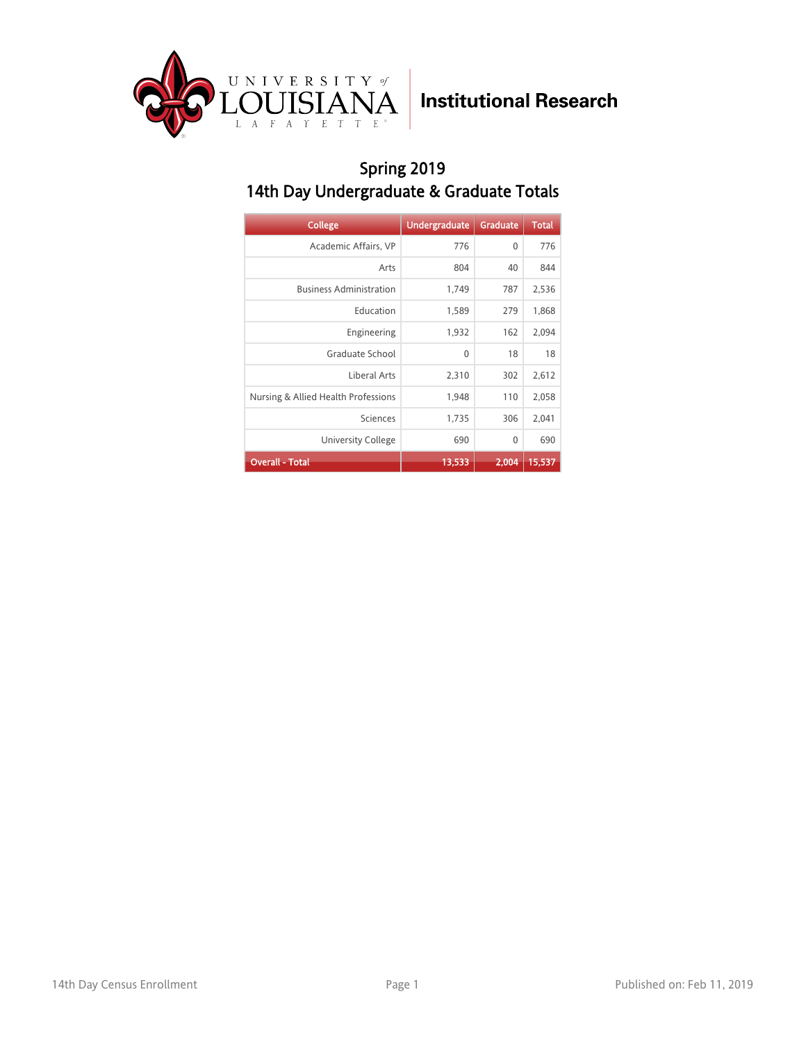University of Louisiana Lafayette | Institutional Research

## Spring 2019
## 14th Day Undergraduate & Graduate Totals

| College | Undergraduate | Graduate | Total |
|---|---|---|---|
| Academic Affairs, VP | 776 | 0 | 776 |
| Arts | 804 | 40 | 844 |
| Business Administration | 1,749 | 787 | 2,536 |
| Education | 1,589 | 279 | 1,868 |
| Engineering | 1,932 | 162 | 2,094 |
| Graduate School | 0 | 18 | 18 |
| Liberal Arts | 2,310 | 302 | 2,612 |
| Nursing & Allied Health Professions | 1,948 | 110 | 2,058 |
| Sciences | 1,735 | 306 | 2,041 |
| University College | 690 | 0 | 690 |
| **Overall - Total** | **13,533** | **2,004** | **15,537** |

14th Day Census Enrollment

Published on: Feb 11, 2019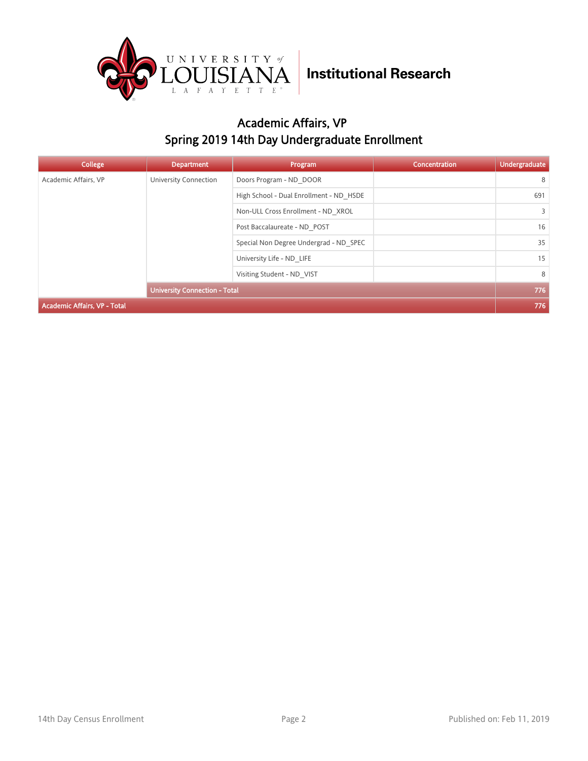Institutional Research

# Academic Affairs, VP

## Spring 2019 14th Day Undergraduate Enrollment

| College | Department | Program | Concentration | Undergraduate |
|---|---|---|---|---|
| Academic Affairs, VP | University Connection | Doors Program - ND_DOOR | | 8 |
| | | High School - Dual Enrollment - ND_HSDE | | 691 |
| | | Non-ULL Cross Enrollment - ND_XROL | | 3 |
| | | Post Baccalaureate - ND_POST | | 16 |
| | | Special Non Degree Undergrad - ND_SPEC | | 35 |
| | | University Life - ND_LIFE | | 15 |
| | | Visiting Student - ND_VIST | | 8 |
| | **University Connection - Total** | | | **776** |
| **Academic Affairs, VP - Total** | | | | **776** |

14th Day Census Enrollment

Published on: Feb 11, 2019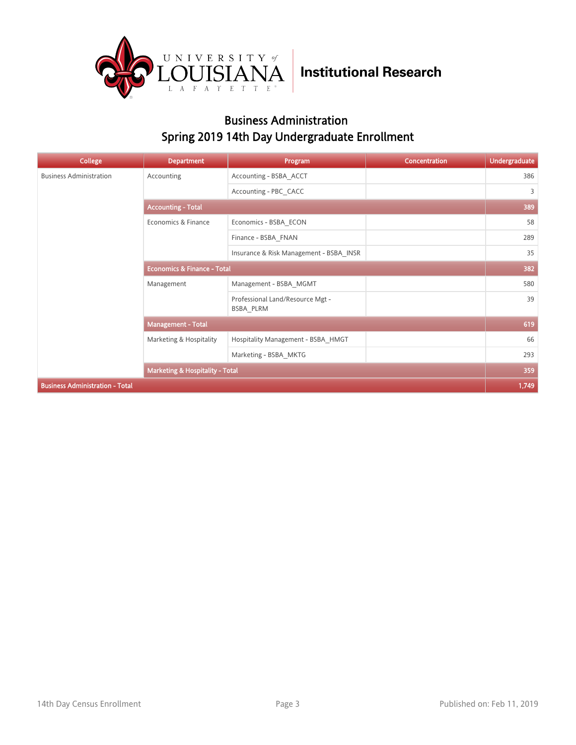# Business Administration

## Spring 2019 14th Day Undergraduate Enrollment

| College | Department | Program | Concentration | Undergraduate |
|---|---|---|---|---|
| Business Administration | Accounting | Accounting - BSBA_ACCT | | 386 |
| | | Accounting - PBC_CACC | | 3 |
| | **Accounting - Total** | | | **389** |
| | Economics & Finance | Economics - BSBA_ECON | | 58 |
| | | Finance - BSBA_FNAN | | 289 |
| | | Insurance & Risk Management - BSBA_INSR | | 35 |
| | **Economics & Finance - Total** | | | **382** |
| | Management | Management - BSBA_MGMT | | 580 |
| | | Professional Land/Resource Mgt - BSBA_PLRM | | 39 |
| | **Management - Total** | | | **619** |
| | Marketing & Hospitality | Hospitality Management - BSBA_HMGT | | 66 |
| | | Marketing - BSBA_MKTG | | 293 |
| | **Marketing & Hospitality - Total** | | | **359** |
| **Business Administration - Total** | | | | **1,749** |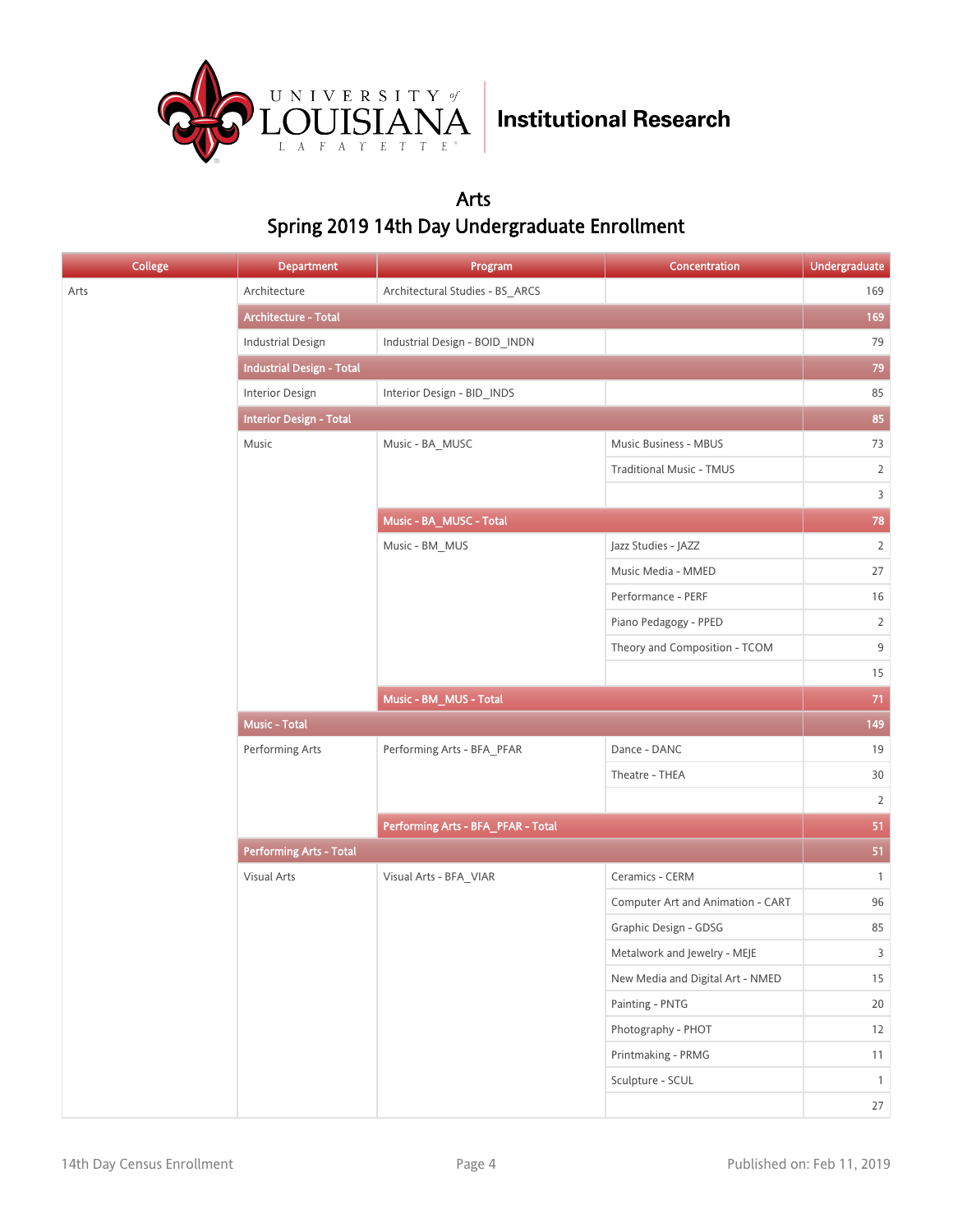University of Louisiana Lafayette — Institutional Research

# Arts

## Spring 2019 14th Day Undergraduate Enrollment

| College | Department | Program | Concentration | Undergraduate |
|---|---|---|---|---|
| Arts | Architecture | Architectural Studies - BS_ARCS | | 169 |
| | **Architecture - Total** | | | **169** |
| | Industrial Design | Industrial Design - BOID_INDN | | 79 |
| | **Industrial Design - Total** | | | **79** |
| | Interior Design | Interior Design - BID_INDS | | 85 |
| | **Interior Design - Total** | | | **85** |
| | Music | Music - BA_MUSC | Music Business - MBUS | 73 |
| | | | Traditional Music - TMUS | 2 |
| | | | | 3 |
| | | **Music - BA_MUSC - Total** | | **78** |
| | | Music - BM_MUS | Jazz Studies - JAZZ | 2 |
| | | | Music Media - MMED | 27 |
| | | | Performance - PERF | 16 |
| | | | Piano Pedagogy - PPED | 2 |
| | | | Theory and Composition - TCOM | 9 |
| | | | | 15 |
| | | **Music - BM_MUS - Total** | | **71** |
| | **Music - Total** | | | **149** |
| | Performing Arts | Performing Arts - BFA_PFAR | Dance - DANC | 19 |
| | | | Theatre - THEA | 30 |
| | | | | 2 |
| | | **Performing Arts - BFA_PFAR - Total** | | **51** |
| | **Performing Arts - Total** | | | **51** |
| | Visual Arts | Visual Arts - BFA_VIAR | Ceramics - CERM | 1 |
| | | | Computer Art and Animation - CART | 96 |
| | | | Graphic Design - GDSG | 85 |
| | | | Metalwork and Jewelry - MEJE | 3 |
| | | | New Media and Digital Art - NMED | 15 |
| | | | Painting - PNTG | 20 |
| | | | Photography - PHOT | 12 |
| | | | Printmaking - PRMG | 11 |
| | | | Sculpture - SCUL | 1 |
| | | | | 27 |

14th Day Census Enrollment — Published on: Feb 11, 2019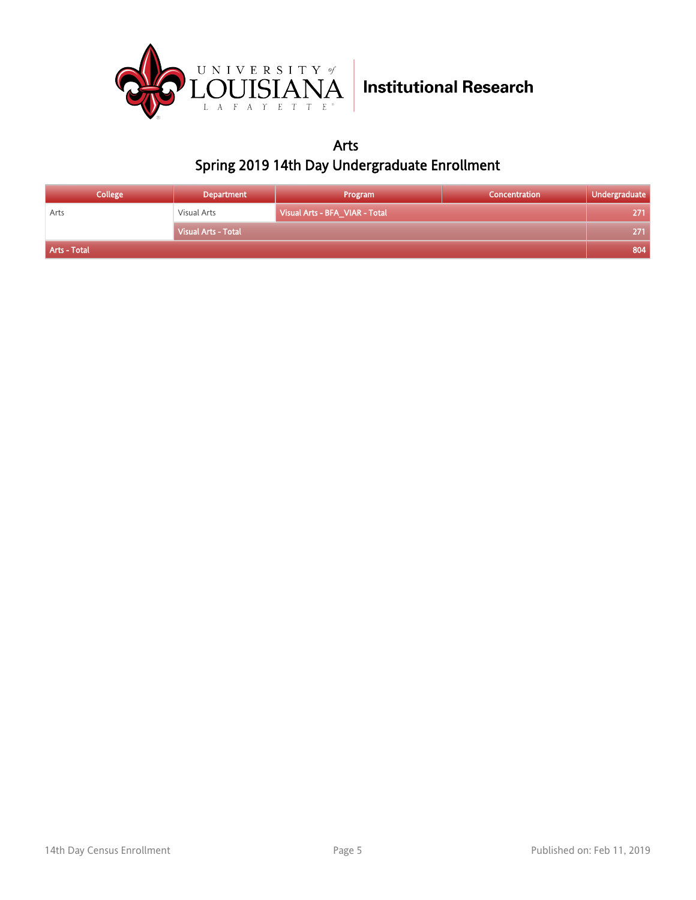# Arts

## Spring 2019 14th Day Undergraduate Enrollment

| College | Department | Program | Concentration | Undergraduate |
|---|---|---|---|---|
| Arts | Visual Arts | Visual Arts - BFA_VIAR - Total | | 271 |
| | Visual Arts - Total | | | 271 |
| Arts - Total | | | | 804 |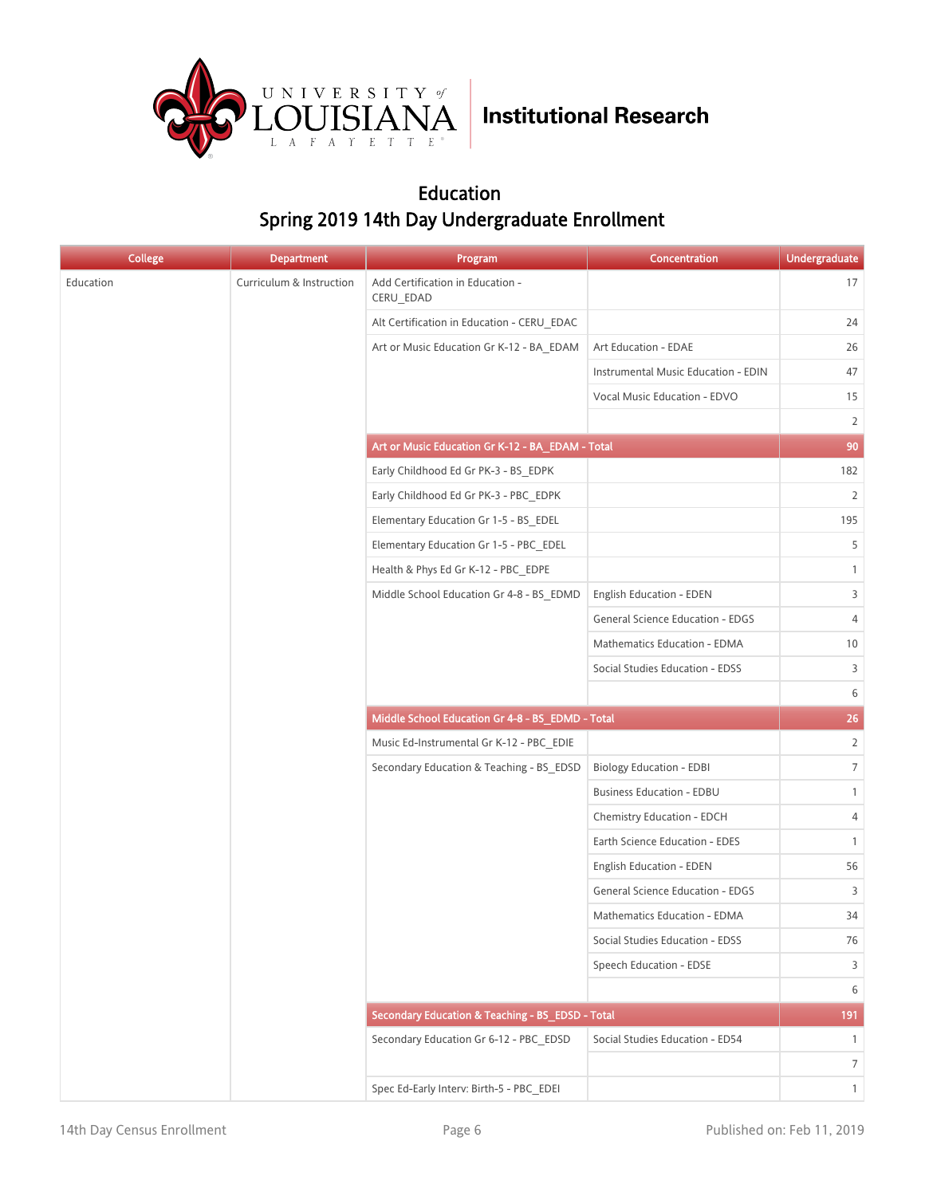# Education

## Spring 2019 14th Day Undergraduate Enrollment

| College | Department | Program | Concentration | Undergraduate |
|---|---|---|---|---|
| Education | Curriculum & Instruction | Add Certification in Education - CERU_EDAD | | 17 |
| | | Alt Certification in Education - CERU_EDAC | | 24 |
| | | Art or Music Education Gr K-12 - BA_EDAM | Art Education - EDAE | 26 |
| | | | Instrumental Music Education - EDIN | 47 |
| | | | Vocal Music Education - EDVO | 15 |
| | | | | 2 |
| | | **Art or Music Education Gr K-12 - BA_EDAM - Total** | | **90** |
| | | Early Childhood Ed Gr PK-3 - BS_EDPK | | 182 |
| | | Early Childhood Ed Gr PK-3 - PBC_EDPK | | 2 |
| | | Elementary Education Gr 1-5 - BS_EDEL | | 195 |
| | | Elementary Education Gr 1-5 - PBC_EDEL | | 5 |
| | | Health & Phys Ed Gr K-12 - PBC_EDPE | | 1 |
| | | Middle School Education Gr 4-8 - BS_EDMD | English Education - EDEN | 3 |
| | | | General Science Education - EDGS | 4 |
| | | | Mathematics Education - EDMA | 10 |
| | | | Social Studies Education - EDSS | 3 |
| | | | | 6 |
| | | **Middle School Education Gr 4-8 - BS_EDMD - Total** | | **26** |
| | | Music Ed-Instrumental Gr K-12 - PBC_EDIE | | 2 |
| | | Secondary Education & Teaching - BS_EDSD | Biology Education - EDBI | 7 |
| | | | Business Education - EDBU | 1 |
| | | | Chemistry Education - EDCH | 4 |
| | | | Earth Science Education - EDES | 1 |
| | | | English Education - EDEN | 56 |
| | | | General Science Education - EDGS | 3 |
| | | | Mathematics Education - EDMA | 34 |
| | | | Social Studies Education - EDSS | 76 |
| | | | Speech Education - EDSE | 3 |
| | | | | 6 |
| | | **Secondary Education & Teaching - BS_EDSD - Total** | | **191** |
| | | Secondary Education Gr 6-12 - PBC_EDSD | Social Studies Education - ED54 | 1 |
| | | | | 7 |
| | | Spec Ed-Early Interv: Birth-5 - PBC_EDEI | | 1 |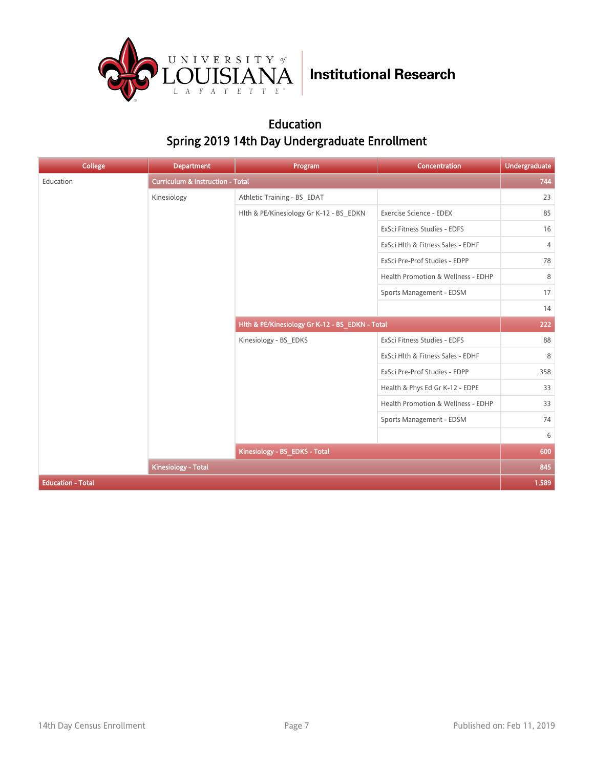University of Louisiana Lafayette | Institutional Research

# Education

## Spring 2019 14th Day Undergraduate Enrollment

| College | Department | Program | Concentration | Undergraduate |
|---|---|---|---|---|
| Education | Curriculum & Instruction - Total | | | 744 |
| | Kinesiology | Athletic Training - BS_EDAT | | 23 |
| | | Hlth & PE/Kinesiology Gr K-12 - BS_EDKN | Exercise Science - EDEX | 85 |
| | | | ExSci Fitness Studies - EDFS | 16 |
| | | | ExSci Hlth & Fitness Sales - EDHF | 4 |
| | | | ExSci Pre-Prof Studies - EDPP | 78 |
| | | | Health Promotion & Wellness - EDHP | 8 |
| | | | Sports Management - EDSM | 17 |
| | | | | 14 |
| | | Hlth & PE/Kinesiology Gr K-12 - BS_EDKN - Total | | 222 |
| | | Kinesiology - BS_EDKS | ExSci Fitness Studies - EDFS | 88 |
| | | | ExSci Hlth & Fitness Sales - EDHF | 8 |
| | | | ExSci Pre-Prof Studies - EDPP | 358 |
| | | | Health & Phys Ed Gr K-12 - EDPE | 33 |
| | | | Health Promotion & Wellness - EDHP | 33 |
| | | | Sports Management - EDSM | 74 |
| | | | | 6 |
| | | Kinesiology - BS_EDKS - Total | | 600 |
| | Kinesiology - Total | | | 845 |
| Education - Total | | | | 1,589 |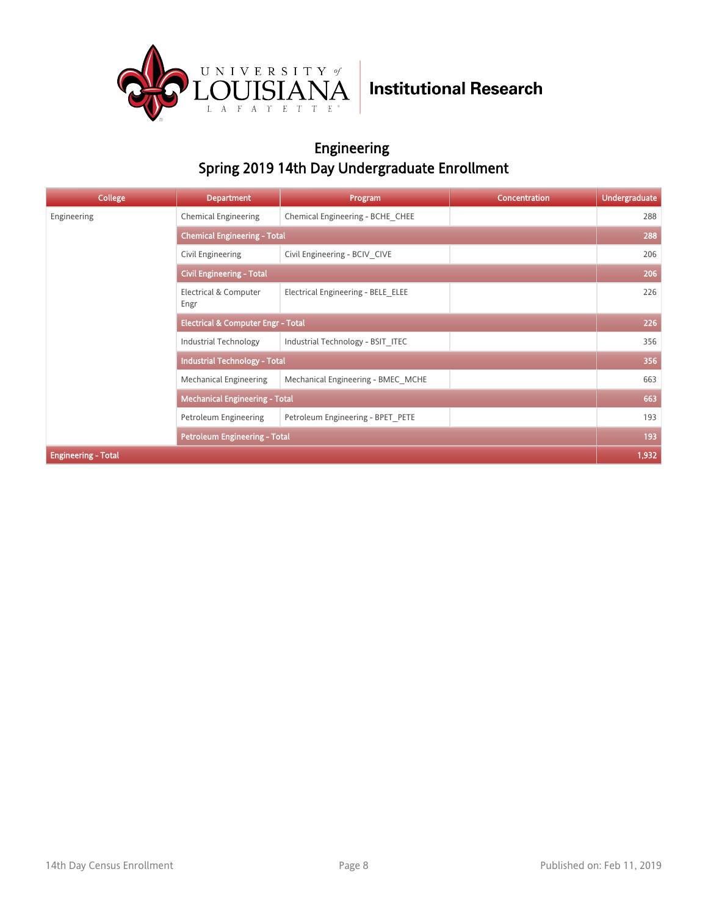# Engineering

## Spring 2019 14th Day Undergraduate Enrollment

| College | Department | Program | Concentration | Undergraduate |
|---|---|---|---|---|
| Engineering | Chemical Engineering | Chemical Engineering - BCHE_CHEE | | 288 |
| | **Chemical Engineering - Total** | | | **288** |
| | Civil Engineering | Civil Engineering - BCIV_CIVE | | 206 |
| | **Civil Engineering - Total** | | | **206** |
| | Electrical & Computer Engr | Electrical Engineering - BELE_ELEE | | 226 |
| | **Electrical & Computer Engr - Total** | | | **226** |
| | Industrial Technology | Industrial Technology - BSIT_ITEC | | 356 |
| | **Industrial Technology - Total** | | | **356** |
| | Mechanical Engineering | Mechanical Engineering - BMEC_MCHE | | 663 |
| | **Mechanical Engineering - Total** | | | **663** |
| | Petroleum Engineering | Petroleum Engineering - BPET_PETE | | 193 |
| | **Petroleum Engineering - Total** | | | **193** |
| **Engineering - Total** | | | | **1,932** |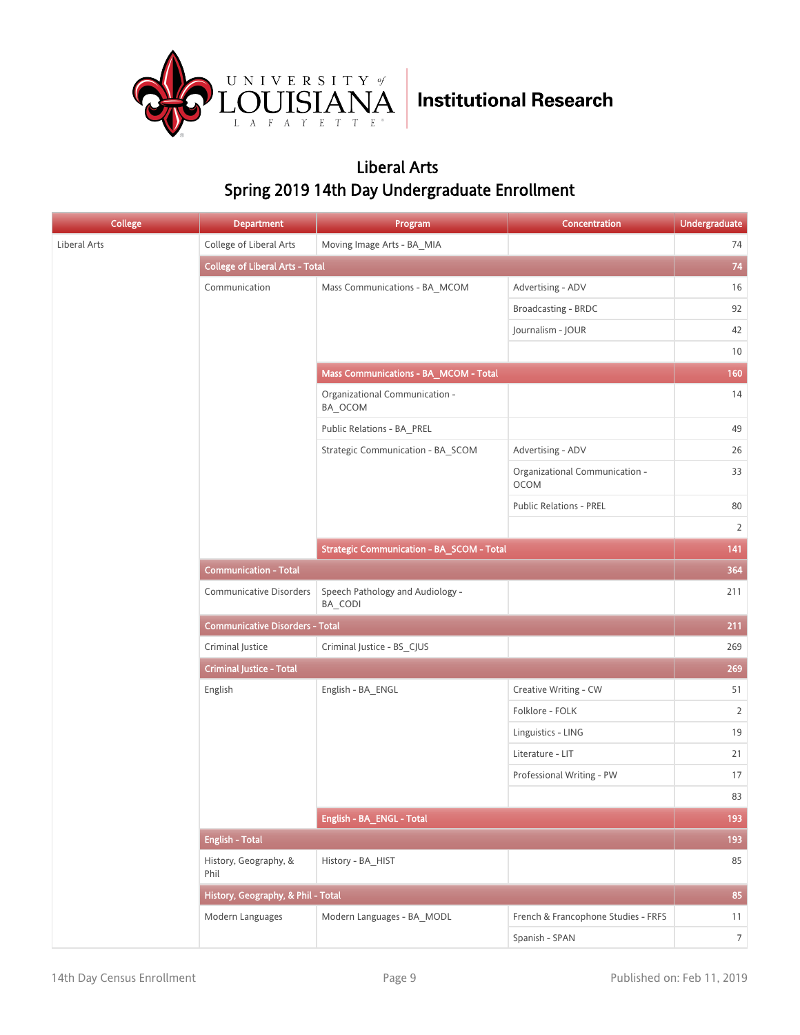University of Louisiana Lafayette — Institutional Research

## Liberal Arts
## Spring 2019 14th Day Undergraduate Enrollment

| College | Department | Program | Concentration | Undergraduate |
|---|---|---|---|---|
| Liberal Arts | College of Liberal Arts | Moving Image Arts - BA_MIA | | 74 |
| | **College of Liberal Arts - Total** | | | **74** |
| | Communication | Mass Communications - BA_MCOM | Advertising - ADV | 16 |
| | | | Broadcasting - BRDC | 92 |
| | | | Journalism - JOUR | 42 |
| | | | | 10 |
| | | **Mass Communications - BA_MCOM - Total** | | **160** |
| | | Organizational Communication - BA_OCOM | | 14 |
| | | Public Relations - BA_PREL | | 49 |
| | | Strategic Communication - BA_SCOM | Advertising - ADV | 26 |
| | | | Organizational Communication - OCOM | 33 |
| | | | Public Relations - PREL | 80 |
| | | | | 2 |
| | | **Strategic Communication - BA_SCOM - Total** | | **141** |
| | **Communication - Total** | | | **364** |
| | Communicative Disorders | Speech Pathology and Audiology - BA_CODI | | 211 |
| | **Communicative Disorders - Total** | | | **211** |
| | Criminal Justice | Criminal Justice - BS_CJUS | | 269 |
| | **Criminal Justice - Total** | | | **269** |
| | English | English - BA_ENGL | Creative Writing - CW | 51 |
| | | | Folklore - FOLK | 2 |
| | | | Linguistics - LING | 19 |
| | | | Literature - LIT | 21 |
| | | | Professional Writing - PW | 17 |
| | | | | 83 |
| | | **English - BA_ENGL - Total** | | **193** |
| | **English - Total** | | | **193** |
| | History, Geography, & Phil | History - BA_HIST | | 85 |
| | **History, Geography, & Phil - Total** | | | **85** |
| | Modern Languages | Modern Languages - BA_MODL | French & Francophone Studies - FRFS | 11 |
| | | | Spanish - SPAN | 7 |

14th Day Census Enrollment — Published on: Feb 11, 2019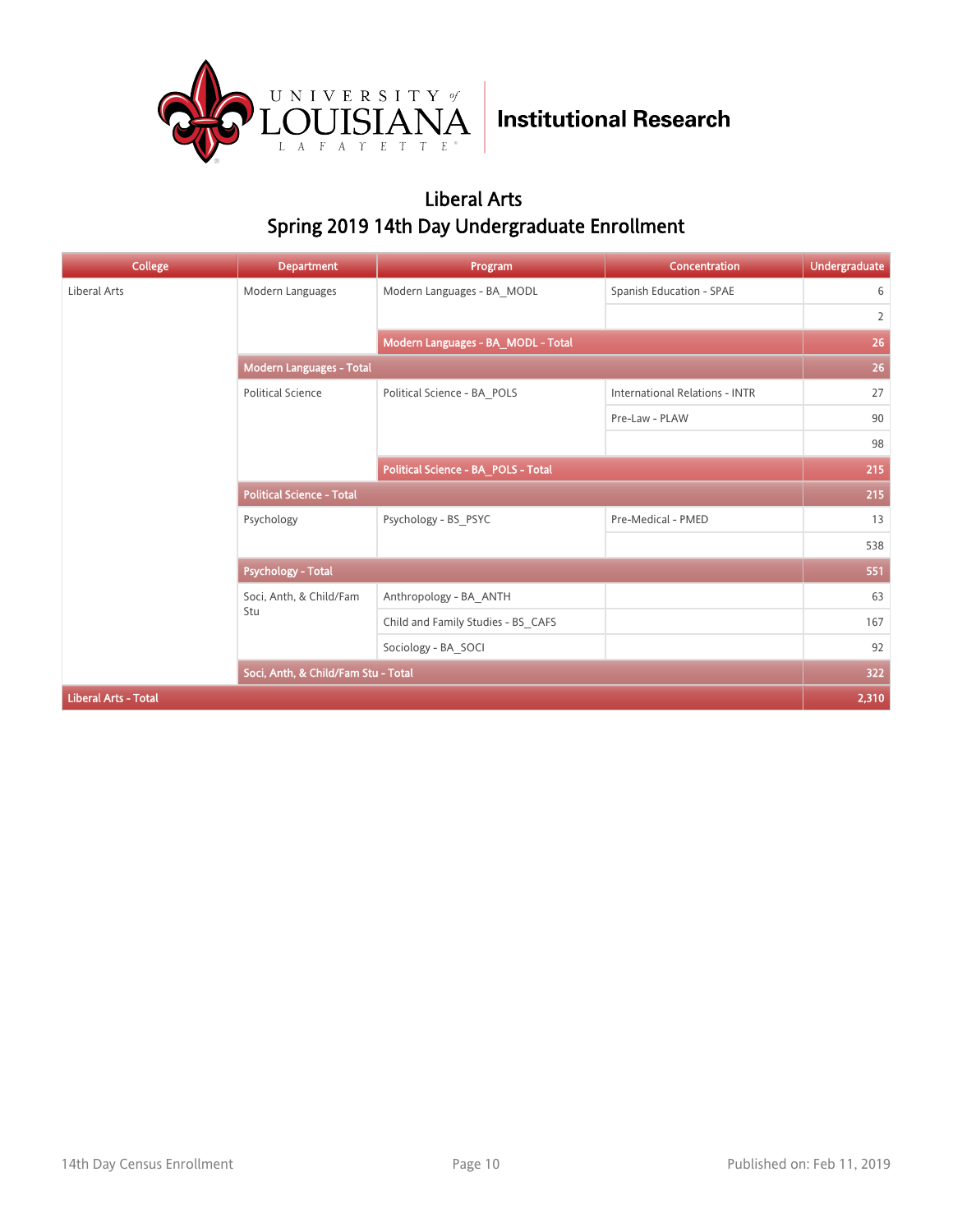Institutional Research

## Liberal Arts
## Spring 2019 14th Day Undergraduate Enrollment

| College | Department | Program | Concentration | Undergraduate |
|---|---|---|---|---|
| Liberal Arts | Modern Languages | Modern Languages - BA_MODL | Spanish Education - SPAE | 6 |
| | | | | 2 |
| | | **Modern Languages - BA_MODL - Total** | | **26** |
| | **Modern Languages - Total** | | | **26** |
| | Political Science | Political Science - BA_POLS | International Relations - INTR | 27 |
| | | | Pre-Law - PLAW | 90 |
| | | | | 98 |
| | | **Political Science - BA_POLS - Total** | | **215** |
| | **Political Science - Total** | | | **215** |
| | Psychology | Psychology - BS_PSYC | Pre-Medical - PMED | 13 |
| | | | | 538 |
| | **Psychology - Total** | | | **551** |
| | Soci, Anth, & Child/Fam Stu | Anthropology - BA_ANTH | | 63 |
| | | Child and Family Studies - BS_CAFS | | 167 |
| | | Sociology - BA_SOCI | | 92 |
| | **Soci, Anth, & Child/Fam Stu - Total** | | | **322** |
| **Liberal Arts - Total** | | | | **2,310** |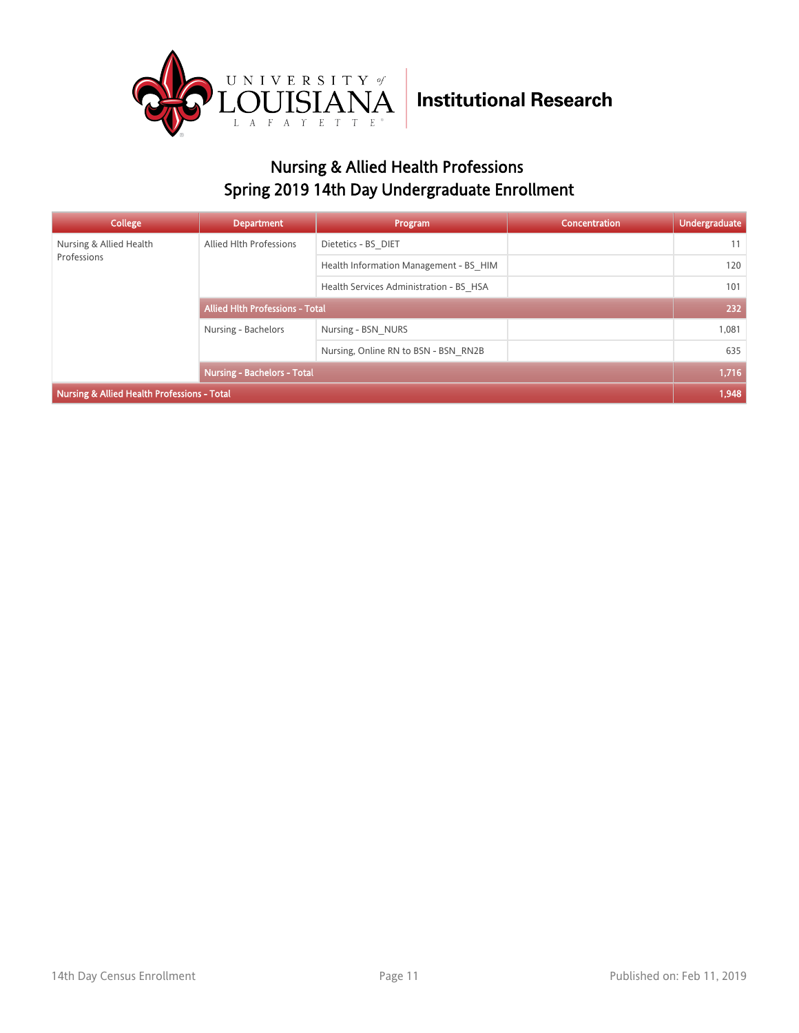Institutional Research

## Nursing & Allied Health Professions
## Spring 2019 14th Day Undergraduate Enrollment

| College | Department | Program | Concentration | Undergraduate |
|---|---|---|---|---|
| Nursing & Allied Health Professions | Allied Hlth Professions | Dietetics - BS_DIET | | 11 |
| | | Health Information Management - BS_HIM | | 120 |
| | | Health Services Administration - BS_HSA | | 101 |
| | **Allied Hlth Professions - Total** | | | **232** |
| | Nursing - Bachelors | Nursing - BSN_NURS | | 1,081 |
| | | Nursing, Online RN to BSN - BSN_RN2B | | 635 |
| | **Nursing - Bachelors - Total** | | | **1,716** |
| **Nursing & Allied Health Professions - Total** | | | | **1,948** |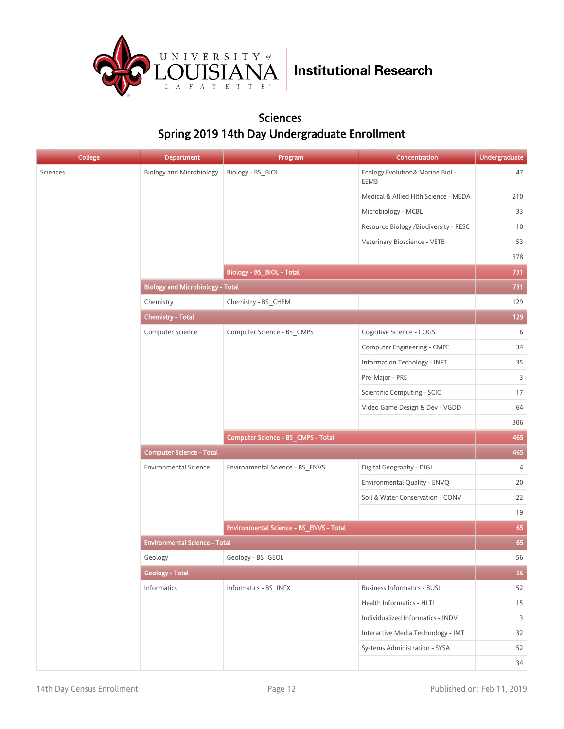University of Louisiana Lafayette | Institutional Research

## Sciences

## Spring 2019 14th Day Undergraduate Enrollment

| College | Department | Program | Concentration | Undergraduate |
|---|---|---|---|---|
| Sciences | Biology and Microbiology | Biology - BS_BIOL | Ecology,Evolution& Marine Biol - EEMB | 47 |
| | | | Medical & Allied Hlth Science - MEDA | 210 |
| | | | Microbiology - MCBL | 33 |
| | | | Resource Biology /Biodiversity - RESC | 10 |
| | | | Veterinary Bioscience - VETB | 53 |
| | | | | 378 |
| | | **Biology - BS_BIOL - Total** | | **731** |
| | **Biology and Microbiology - Total** | | | **731** |
| | Chemistry | Chemistry - BS_CHEM | | 129 |
| | **Chemistry - Total** | | | **129** |
| | Computer Science | Computer Science - BS_CMPS | Cognitive Science - COGS | 6 |
| | | | Computer Engineering - CMPE | 34 |
| | | | Information Techology - INFT | 35 |
| | | | Pre-Major - PRE | 3 |
| | | | Scientific Computing - SCIC | 17 |
| | | | Video Game Design & Dev - VGDD | 64 |
| | | | | 306 |
| | | **Computer Science - BS_CMPS - Total** | | **465** |
| | **Computer Science - Total** | | | **465** |
| | Environmental Science | Environmental Science - BS_ENVS | Digital Geography - DIGI | 4 |
| | | | Environmental Quality - ENVQ | 20 |
| | | | Soil & Water Conservation - CONV | 22 |
| | | | | 19 |
| | | **Environmental Science - BS_ENVS - Total** | | **65** |
| | **Environmental Science - Total** | | | **65** |
| | Geology | Geology - BS_GEOL | | 56 |
| | **Geology - Total** | | | **56** |
| | Informatics | Informatics - BS_INFX | Business Informatics - BUSI | 52 |
| | | | Health Informatics - HLTI | 15 |
| | | | Individualized Informatics - INDV | 3 |
| | | | Interactive Media Technology - IMT | 32 |
| | | | Systems Administration - SYSA | 52 |
| | | | | 34 |

14th Day Census Enrollment | Published on: Feb 11, 2019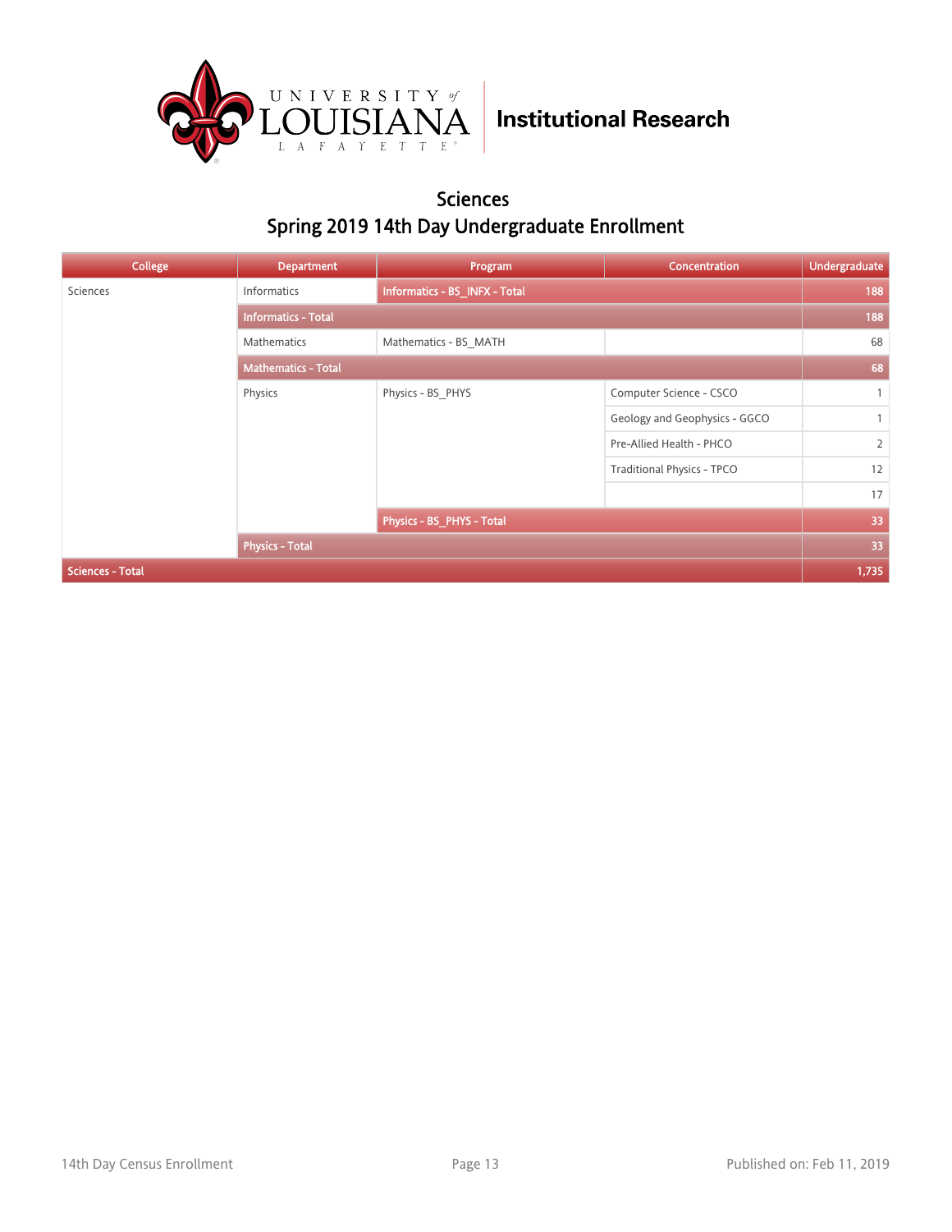Institutional Research

## Sciences
## Spring 2019 14th Day Undergraduate Enrollment

| College | Department | Program | Concentration | Undergraduate |
|---|---|---|---|---|
| Sciences | Informatics | **Informatics - BS_INFX - Total** | | **188** |
| | **Informatics - Total** | | | **188** |
| | Mathematics | Mathematics - BS_MATH | | 68 |
| | **Mathematics - Total** | | | **68** |
| | Physics | Physics - BS_PHYS | Computer Science - CSCO | 1 |
| | | | Geology and Geophysics - GGCO | 1 |
| | | | Pre-Allied Health - PHCO | 2 |
| | | | Traditional Physics - TPCO | 12 |
| | | | | 17 |
| | | **Physics - BS_PHYS - Total** | | **33** |
| | **Physics - Total** | | | **33** |
| **Sciences - Total** | | | | **1,735** |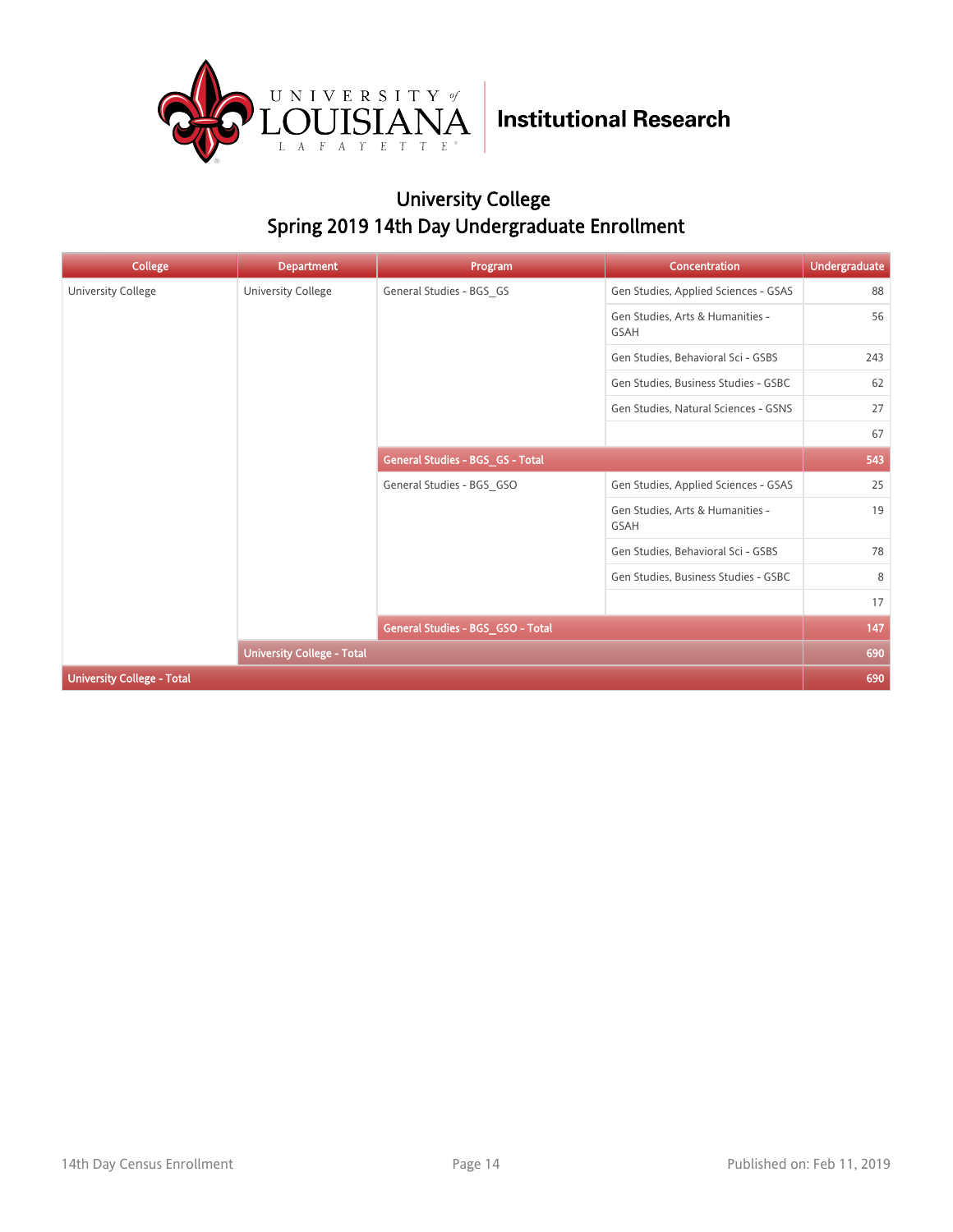University of Louisiana Lafayette — Institutional Research

## University College
## Spring 2019 14th Day Undergraduate Enrollment

| College | Department | Program | Concentration | Undergraduate |
|---|---|---|---|---|
| University College | University College | General Studies - BGS_GS | Gen Studies, Applied Sciences - GSAS | 88 |
| | | | Gen Studies, Arts & Humanities - GSAH | 56 |
| | | | Gen Studies, Behavioral Sci - GSBS | 243 |
| | | | Gen Studies, Business Studies - GSBC | 62 |
| | | | Gen Studies, Natural Sciences - GSNS | 27 |
| | | | | 67 |
| | | **General Studies - BGS_GS - Total** | | **543** |
| | | General Studies - BGS_GSO | Gen Studies, Applied Sciences - GSAS | 25 |
| | | | Gen Studies, Arts & Humanities - GSAH | 19 |
| | | | Gen Studies, Behavioral Sci - GSBS | 78 |
| | | | Gen Studies, Business Studies - GSBC | 8 |
| | | | | 17 |
| | | **General Studies - BGS_GSO - Total** | | **147** |
| | **University College - Total** | | | **690** |
| **University College - Total** | | | | **690** |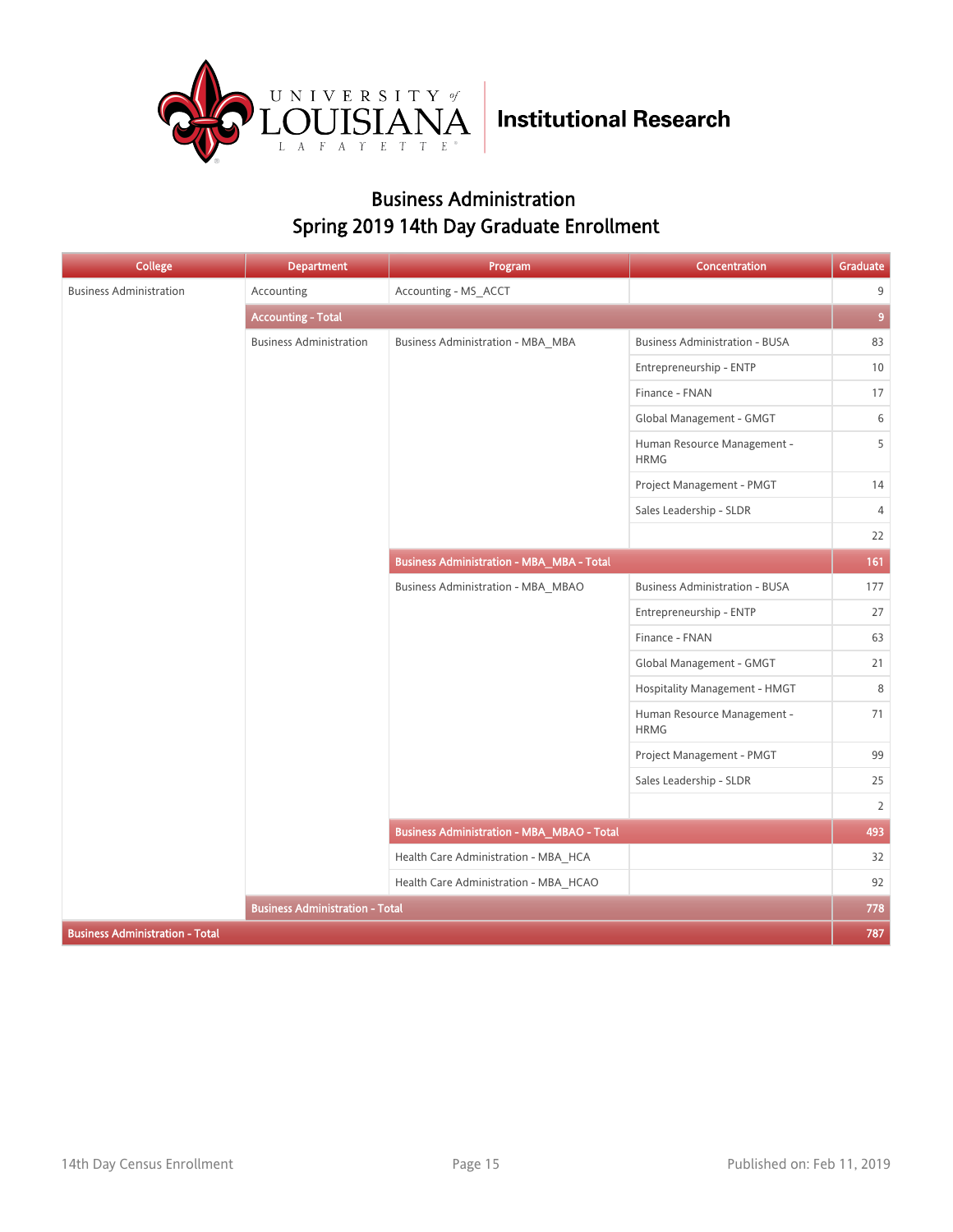University of Louisiana Lafayette | Institutional Research

## Business Administration
## Spring 2019 14th Day Graduate Enrollment

| College | Department | Program | Concentration | Graduate |
|---|---|---|---|---|
| Business Administration | Accounting | Accounting - MS_ACCT | | 9 |
| | **Accounting - Total** | | | **9** |
| | Business Administration | Business Administration - MBA_MBA | Business Administration - BUSA | 83 |
| | | | Entrepreneurship - ENTP | 10 |
| | | | Finance - FNAN | 17 |
| | | | Global Management - GMGT | 6 |
| | | | Human Resource Management - HRMG | 5 |
| | | | Project Management - PMGT | 14 |
| | | | Sales Leadership - SLDR | 4 |
| | | | | 22 |
| | | **Business Administration - MBA_MBA - Total** | | **161** |
| | | Business Administration - MBA_MBAO | Business Administration - BUSA | 177 |
| | | | Entrepreneurship - ENTP | 27 |
| | | | Finance - FNAN | 63 |
| | | | Global Management - GMGT | 21 |
| | | | Hospitality Management - HMGT | 8 |
| | | | Human Resource Management - HRMG | 71 |
| | | | Project Management - PMGT | 99 |
| | | | Sales Leadership - SLDR | 25 |
| | | | | 2 |
| | | **Business Administration - MBA_MBAO - Total** | | **493** |
| | | Health Care Administration - MBA_HCA | | 32 |
| | | Health Care Administration - MBA_HCAO | | 92 |
| | **Business Administration - Total** | | | **778** |
| **Business Administration - Total** | | | | **787** |

14th Day Census Enrollment | Published on: Feb 11, 2019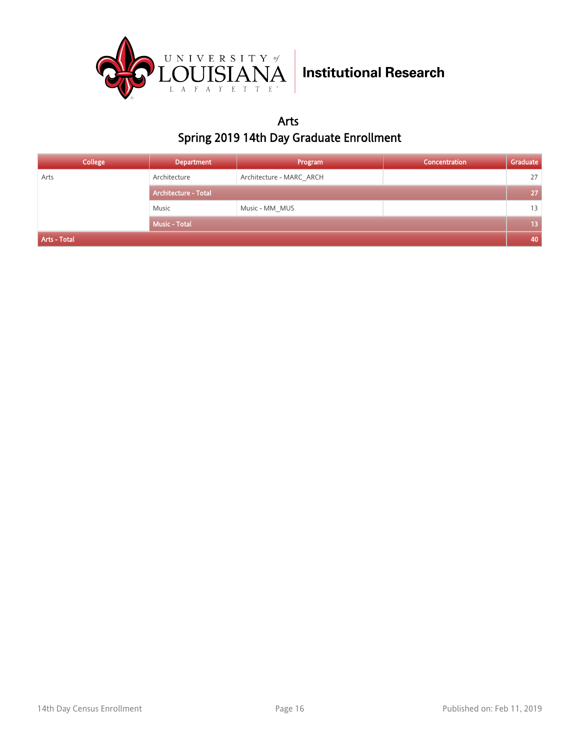Institutional Research

# Arts

## Spring 2019 14th Day Graduate Enrollment

| College | Department | Program | Concentration | Graduate |
|---|---|---|---|---|
| Arts | Architecture | Architecture - MARC_ARCH | | 27 |
| | Architecture - Total | | | 27 |
| | Music | Music - MM_MUS | | 13 |
| | Music - Total | | | 13 |
| Arts - Total | | | | 40 |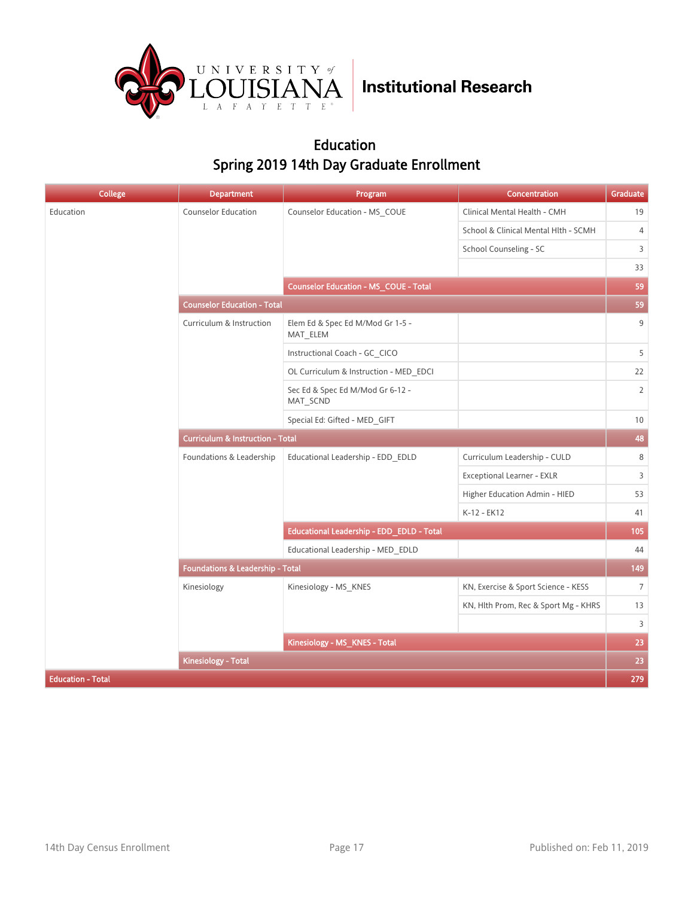University of Louisiana Lafayette | Institutional Research

# Education
## Spring 2019 14th Day Graduate Enrollment

| College | Department | Program | Concentration | Graduate |
|---|---|---|---|---|
| Education | Counselor Education | Counselor Education - MS_COUE | Clinical Mental Health - CMH | 19 |
| | | | School & Clinical Mental Hlth - SCMH | 4 |
| | | | School Counseling - SC | 3 |
| | | | | 33 |
| | | **Counselor Education - MS_COUE - Total** | | **59** |
| | **Counselor Education - Total** | | | **59** |
| | Curriculum & Instruction | Elem Ed & Spec Ed M/Mod Gr 1-5 - MAT_ELEM | | 9 |
| | | Instructional Coach - GC_CICO | | 5 |
| | | OL Curriculum & Instruction - MED_EDCI | | 22 |
| | | Sec Ed & Spec Ed M/Mod Gr 6-12 - MAT_SCND | | 2 |
| | | Special Ed: Gifted - MED_GIFT | | 10 |
| | **Curriculum & Instruction - Total** | | | **48** |
| | Foundations & Leadership | Educational Leadership - EDD_EDLD | Curriculum Leadership - CULD | 8 |
| | | | Exceptional Learner - EXLR | 3 |
| | | | Higher Education Admin - HIED | 53 |
| | | | K-12 - EK12 | 41 |
| | | **Educational Leadership - EDD_EDLD - Total** | | **105** |
| | | Educational Leadership - MED_EDLD | | 44 |
| | **Foundations & Leadership - Total** | | | **149** |
| | Kinesiology | Kinesiology - MS_KNES | KN, Exercise & Sport Science - KESS | 7 |
| | | | KN, Hlth Prom, Rec & Sport Mg - KHRS | 13 |
| | | | | 3 |
| | | **Kinesiology - MS_KNES - Total** | | **23** |
| | **Kinesiology - Total** | | | **23** |
| **Education - Total** | | | | **279** |

14th Day Census Enrollment | Published on: Feb 11, 2019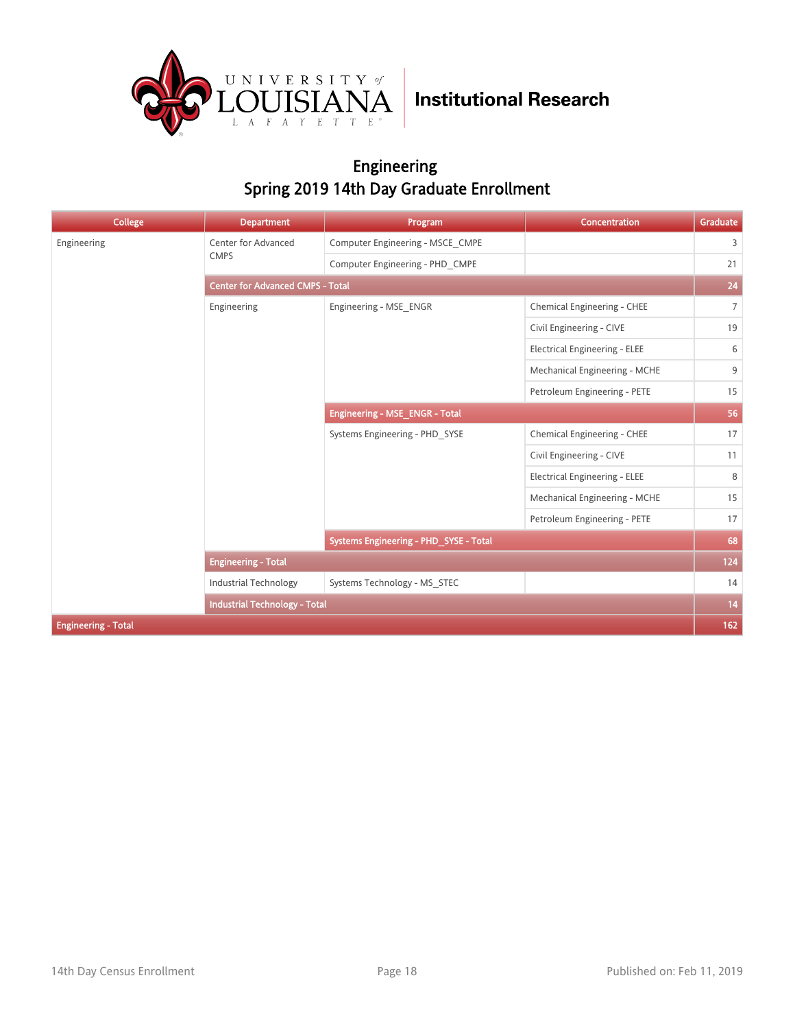# Institutional Research

## Engineering
## Spring 2019 14th Day Graduate Enrollment

| College | Department | Program | Concentration | Graduate |
|---|---|---|---|---|
| Engineering | Center for Advanced CMPS | Computer Engineering - MSCE_CMPE | | 3 |
| | | Computer Engineering - PHD_CMPE | | 21 |
| | **Center for Advanced CMPS - Total** | | | **24** |
| | Engineering | Engineering - MSE_ENGR | Chemical Engineering - CHEE | 7 |
| | | | Civil Engineering - CIVE | 19 |
| | | | Electrical Engineering - ELEE | 6 |
| | | | Mechanical Engineering - MCHE | 9 |
| | | | Petroleum Engineering - PETE | 15 |
| | | **Engineering - MSE_ENGR - Total** | | **56** |
| | | Systems Engineering - PHD_SYSE | Chemical Engineering - CHEE | 17 |
| | | | Civil Engineering - CIVE | 11 |
| | | | Electrical Engineering - ELEE | 8 |
| | | | Mechanical Engineering - MCHE | 15 |
| | | | Petroleum Engineering - PETE | 17 |
| | | **Systems Engineering - PHD_SYSE - Total** | | **68** |
| | **Engineering - Total** | | | **124** |
| | Industrial Technology | Systems Technology - MS_STEC | | 14 |
| | **Industrial Technology - Total** | | | **14** |
| **Engineering - Total** | | | | **162** |

14th Day Census Enrollment

Published on: Feb 11, 2019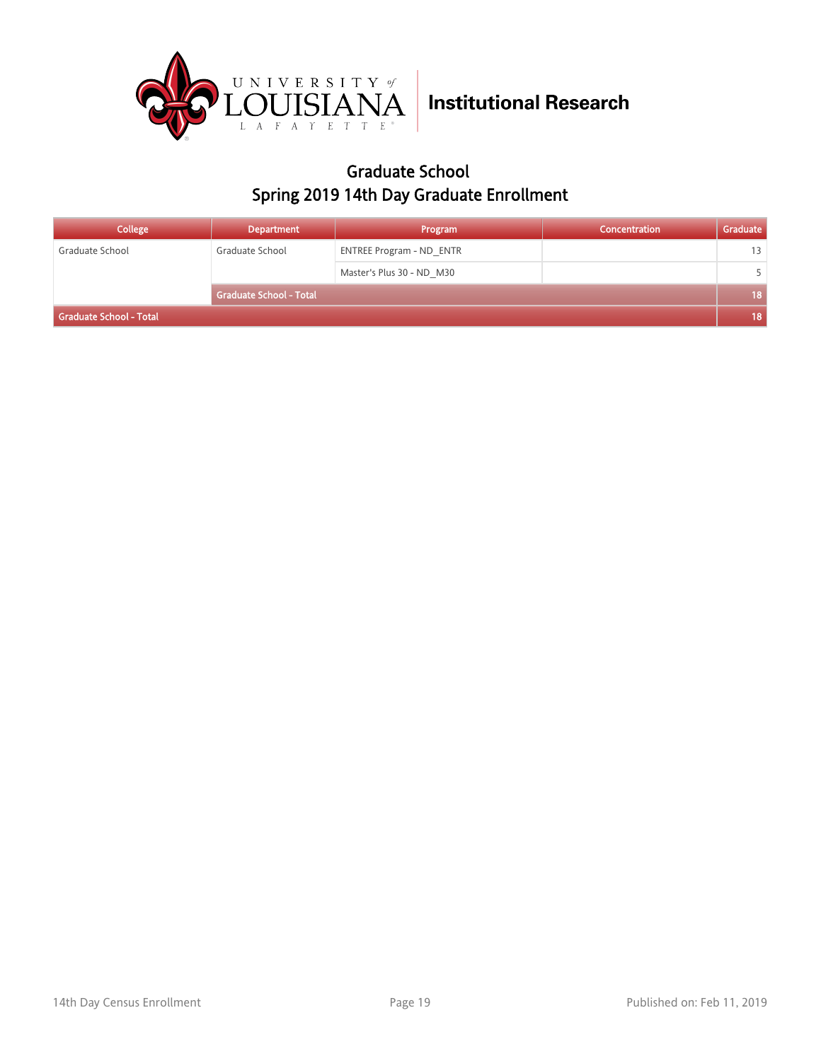## Graduate School

## Spring 2019 14th Day Graduate Enrollment

| College | Department | Program | Concentration | Graduate |
|---|---|---|---|---|
| Graduate School | Graduate School | ENTREE Program - ND_ENTR | | 13 |
| | | Master's Plus 30 - ND_M30 | | 5 |
| | **Graduate School - Total** | | | **18** |
| **Graduate School - Total** | | | | **18** |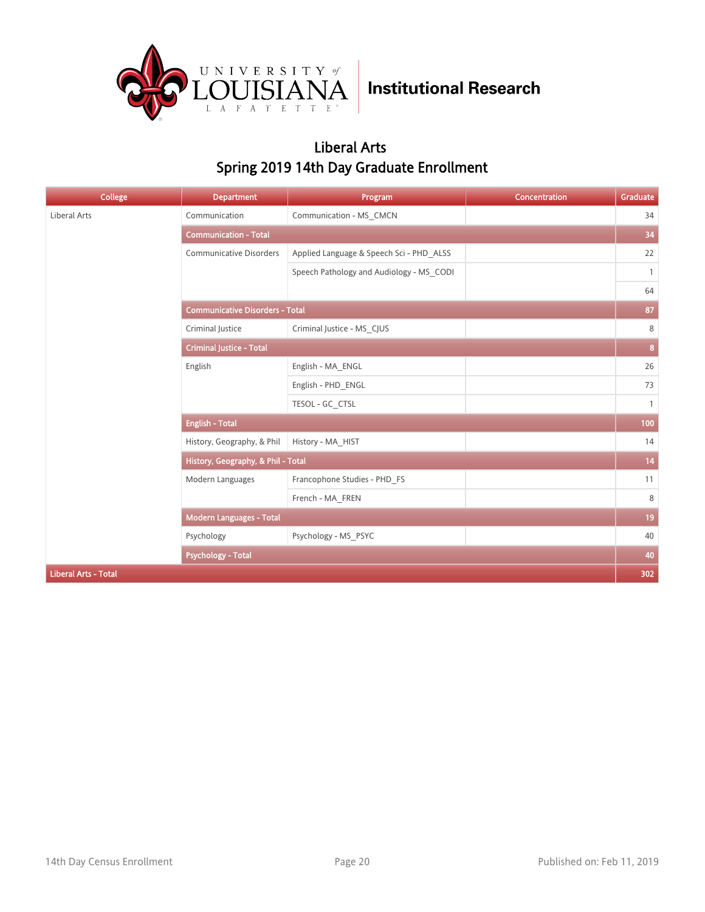University of Louisiana Lafayette | Institutional Research

## Liberal Arts
## Spring 2019 14th Day Graduate Enrollment

| College | Department | Program | Concentration | Graduate |
|---|---|---|---|---|
| Liberal Arts | Communication | Communication - MS_CMCN | | 34 |
| | Communication - Total | | | 34 |
| | Communicative Disorders | Applied Language & Speech Sci - PHD_ALSS | | 22 |
| | | Speech Pathology and Audiology - MS_CODI | | 1 |
| | | | | 64 |
| | Communicative Disorders - Total | | | 87 |
| | Criminal Justice | Criminal Justice - MS_CJUS | | 8 |
| | Criminal Justice - Total | | | 8 |
| | English | English - MA_ENGL | | 26 |
| | | English - PHD_ENGL | | 73 |
| | | TESOL - GC_CTSL | | 1 |
| | English - Total | | | 100 |
| | History, Geography, & Phil | History - MA_HIST | | 14 |
| | History, Geography, & Phil - Total | | | 14 |
| | Modern Languages | Francophone Studies - PHD_FS | | 11 |
| | | French - MA_FREN | | 8 |
| | Modern Languages - Total | | | 19 |
| | Psychology | Psychology - MS_PSYC | | 40 |
| | Psychology - Total | | | 40 |
| Liberal Arts - Total | | | | 302 |

14th Day Census Enrollment | Published on: Feb 11, 2019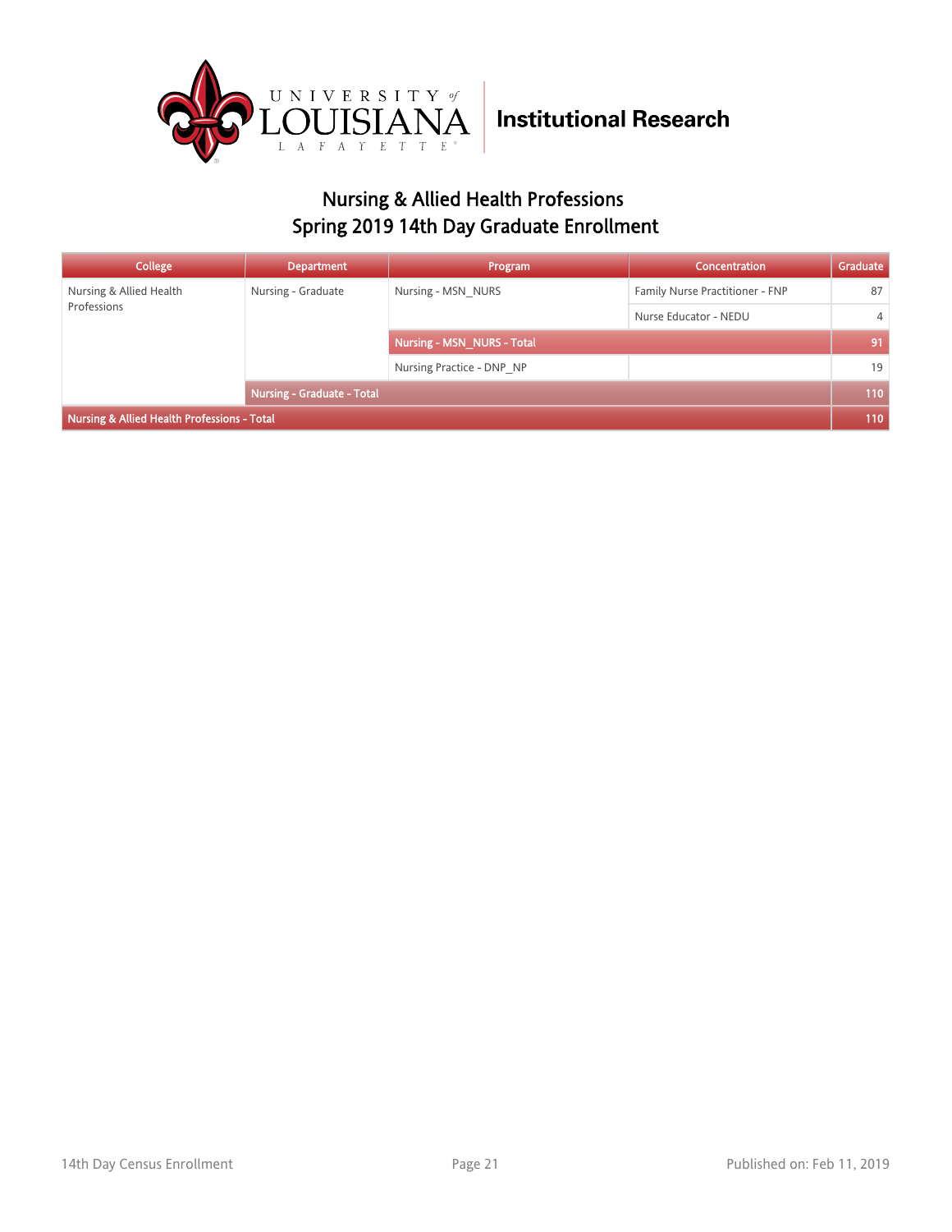University of Louisiana Lafayette | Institutional Research

## Nursing & Allied Health Professions
## Spring 2019 14th Day Graduate Enrollment

| College | Department | Program | Concentration | Graduate |
|---|---|---|---|---|
| Nursing & Allied Health Professions | Nursing - Graduate | Nursing - MSN_NURS | Family Nurse Practitioner - FNP | 87 |
| | | | Nurse Educator - NEDU | 4 |
| | | **Nursing - MSN_NURS - Total** | | **91** |
| | | Nursing Practice - DNP_NP | | 19 |
| | **Nursing - Graduate - Total** | | | **110** |
| **Nursing & Allied Health Professions - Total** | | | | **110** |

14th Day Census Enrollment | Published on: Feb 11, 2019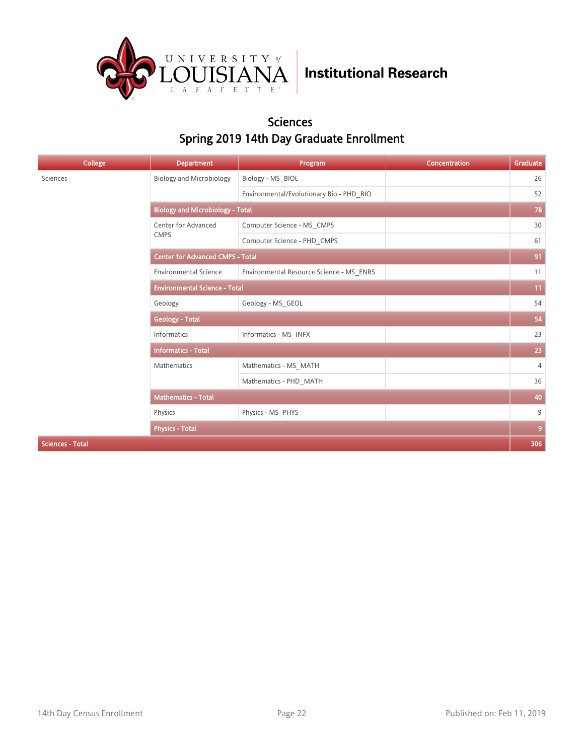University of Louisiana Lafayette | **Institutional Research**

## Sciences
## Spring 2019 14th Day Graduate Enrollment

| College | Department | Program | Concentration | Graduate |
|---|---|---|---|---|
| Sciences | Biology and Microbiology | Biology - MS_BIOL | | 26 |
| | | Environmental/Evolutionary Bio - PHD_BIO | | 52 |
| | **Biology and Microbiology - Total** | | | **78** |
| | Center for Advanced CMPS | Computer Science - MS_CMPS | | 30 |
| | | Computer Science - PHD_CMPS | | 61 |
| | **Center for Advanced CMPS - Total** | | | **91** |
| | Environmental Science | Environmental Resource Science - MS_ENRS | | 11 |
| | **Environmental Science - Total** | | | **11** |
| | Geology | Geology - MS_GEOL | | 54 |
| | **Geology - Total** | | | **54** |
| | Informatics | Informatics - MS_INFX | | 23 |
| | **Informatics - Total** | | | **23** |
| | Mathematics | Mathematics - MS_MATH | | 4 |
| | | Mathematics - PHD_MATH | | 36 |
| | **Mathematics - Total** | | | **40** |
| | Physics | Physics - MS_PHYS | | 9 |
| | **Physics - Total** | | | **9** |
| **Sciences - Total** | | | | **306** |

14th Day Census Enrollment | Published on: Feb 11, 2019